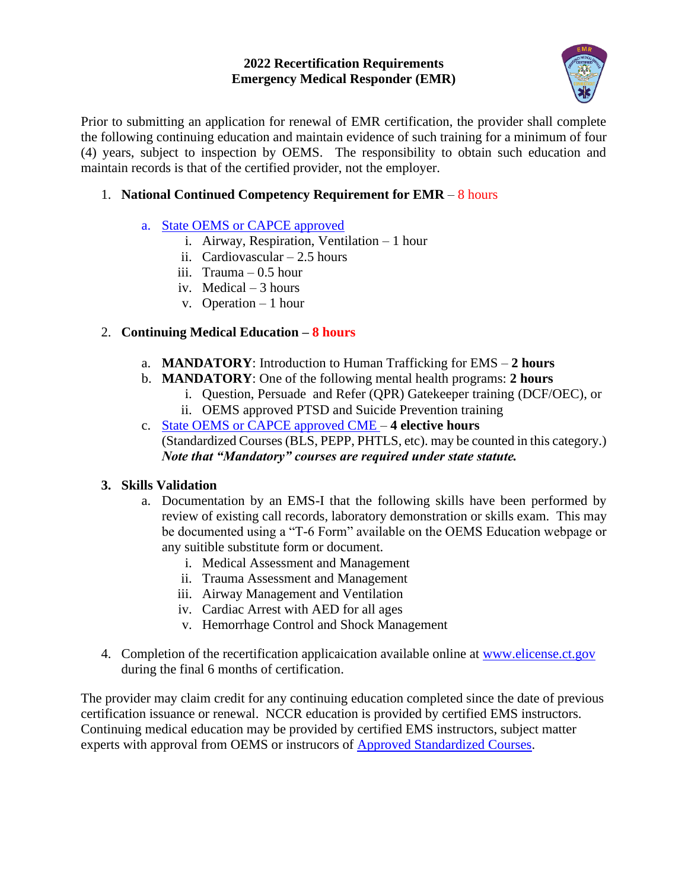# 2022 Recertification Requirements
# Emergency Medical Responder (EMR)

Prior to submitting an application for renewal of EMR certification, the provider shall complete the following continuing education and maintain evidence of such training for a minimum of four (4) years, subject to inspection by OEMS. The responsibility to obtain such education and maintain records is that of the certified provider, not the employer.

1. **National Continued Competency Requirement for EMR** – 8 hours

   a. State OEMS or CAPCE approved
      i. Airway, Respiration, Ventilation – 1 hour
      ii. Cardiovascular – 2.5 hours
      iii. Trauma – 0.5 hour
      iv. Medical – 3 hours
      v. Operation – 1 hour

2. **Continuing Medical Education – 8 hours**

   a. **MANDATORY**: Introduction to Human Trafficking for EMS – **2 hours**
   b. **MANDATORY**: One of the following mental health programs: **2 hours**
      i. Question, Persuade and Refer (QPR) Gatekeeper training (DCF/OEC), or
      ii. OEMS approved PTSD and Suicide Prevention training
   c. State OEMS or CAPCE approved CME – **4 elective hours**
      (Standardized Courses (BLS, PEPP, PHTLS, etc). may be counted in this category.)
      ***Note that "Mandatory" courses are required under state statute.***

3. **Skills Validation**

   a. Documentation by an EMS-I that the following skills have been performed by review of existing call records, laboratory demonstration or skills exam. This may be documented using a "T-6 Form" available on the OEMS Education webpage or any suitible substitute form or document.
      i. Medical Assessment and Management
      ii. Trauma Assessment and Management
      iii. Airway Management and Ventilation
      iv. Cardiac Arrest with AED for all ages
      v. Hemorrhage Control and Shock Management

4. Completion of the recertification applicaication available online at www.elicense.ct.gov during the final 6 months of certification.

The provider may claim credit for any continuing education completed since the date of previous certification issuance or renewal. NCCR education is provided by certified EMS instructors. Continuing medical education may be provided by certified EMS instructors, subject matter experts with approval from OEMS or instrucors of Approved Standardized Courses.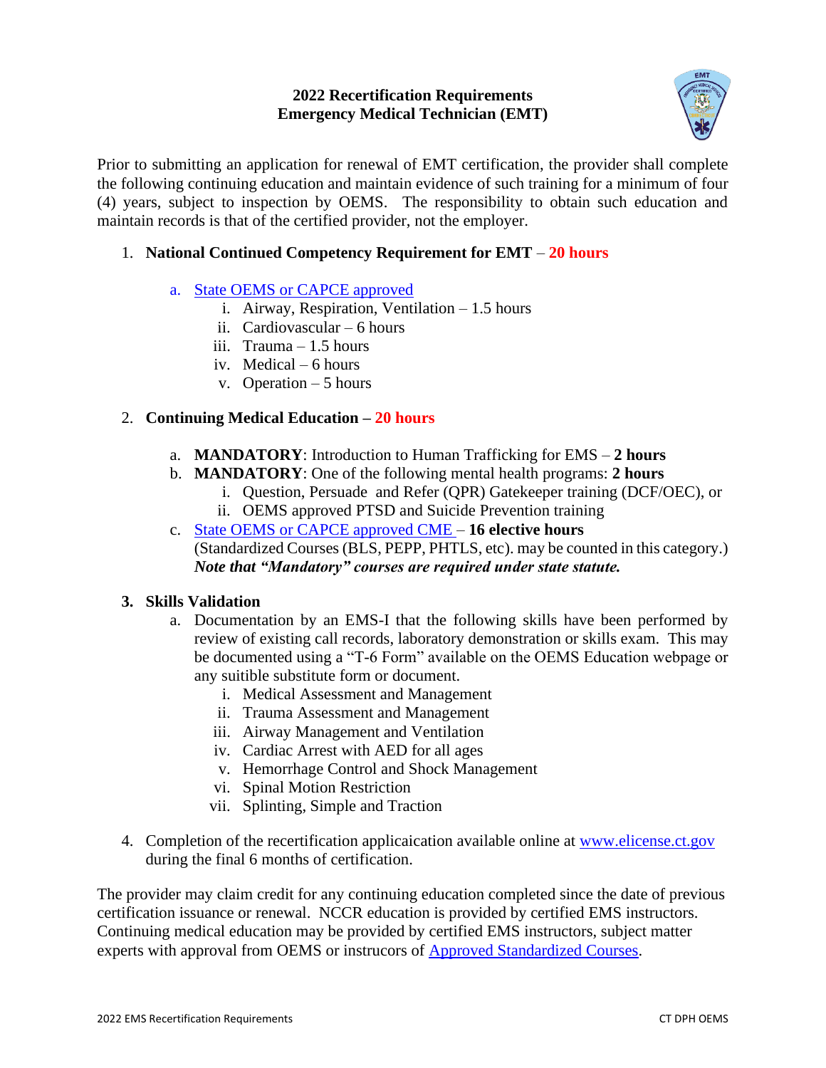# 2022 Recertification Requirements
# Emergency Medical Technician (EMT)

Prior to submitting an application for renewal of EMT certification, the provider shall complete the following continuing education and maintain evidence of such training for a minimum of four (4) years, subject to inspection by OEMS. The responsibility to obtain such education and maintain records is that of the certified provider, not the employer.

1. **National Continued Competency Requirement for EMT** – **20 hours**

   a. State OEMS or CAPCE approved
      i. Airway, Respiration, Ventilation – 1.5 hours
      ii. Cardiovascular – 6 hours
      iii. Trauma – 1.5 hours
      iv. Medical – 6 hours
      v. Operation – 5 hours

2. **Continuing Medical Education – 20 hours**

   a. **MANDATORY**: Introduction to Human Trafficking for EMS – **2 hours**
   b. **MANDATORY**: One of the following mental health programs: **2 hours**
      i. Question, Persuade and Refer (QPR) Gatekeeper training (DCF/OEC), or
      ii. OEMS approved PTSD and Suicide Prevention training
   c. State OEMS or CAPCE approved CME – **16 elective hours**
      (Standardized Courses (BLS, PEPP, PHTLS, etc). may be counted in this category.)
      ***Note that "Mandatory" courses are required under state statute.***

3. **Skills Validation**
   a. Documentation by an EMS-I that the following skills have been performed by review of existing call records, laboratory demonstration or skills exam. This may be documented using a "T-6 Form" available on the OEMS Education webpage or any suitible substitute form or document.
      i. Medical Assessment and Management
      ii. Trauma Assessment and Management
      iii. Airway Management and Ventilation
      iv. Cardiac Arrest with AED for all ages
      v. Hemorrhage Control and Shock Management
      vi. Spinal Motion Restriction
      vii. Splinting, Simple and Traction

4. Completion of the recertification applicaication available online at www.elicense.ct.gov during the final 6 months of certification.

The provider may claim credit for any continuing education completed since the date of previous certification issuance or renewal. NCCR education is provided by certified EMS instructors. Continuing medical education may be provided by certified EMS instructors, subject matter experts with approval from OEMS or instrucors of Approved Standardized Courses.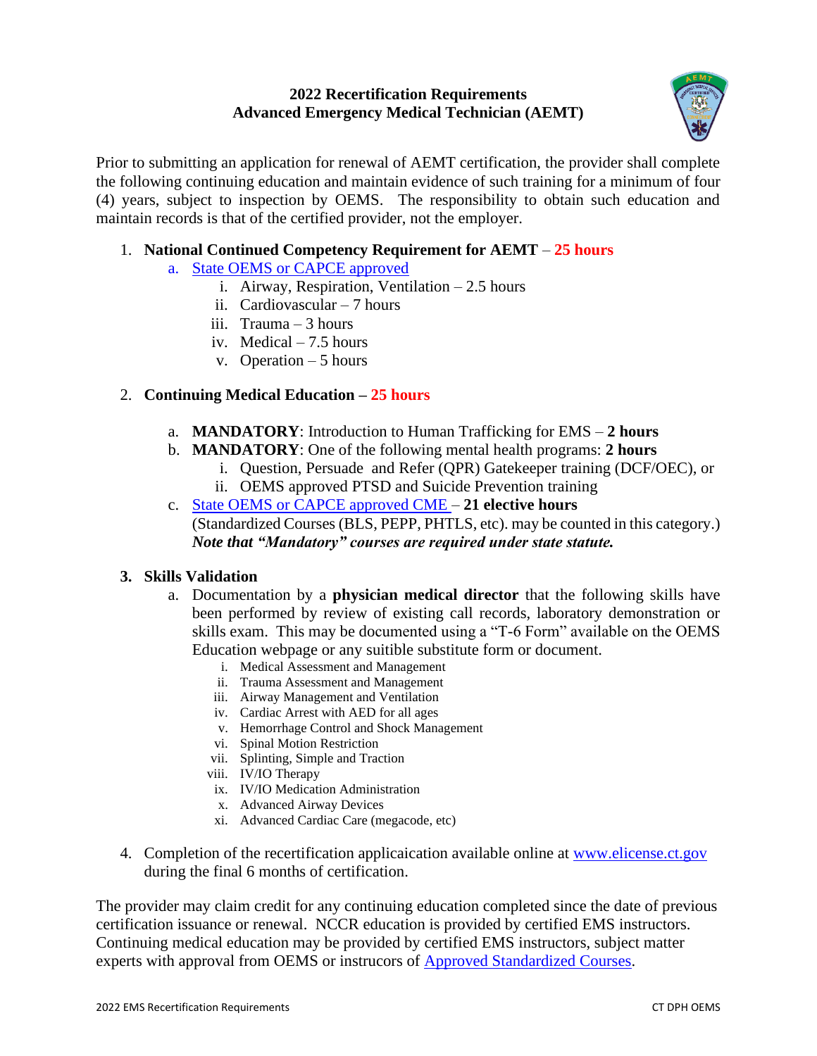# 2022 Recertification Requirements
# Advanced Emergency Medical Technician (AEMT)

Prior to submitting an application for renewal of AEMT certification, the provider shall complete the following continuing education and maintain evidence of such training for a minimum of four (4) years, subject to inspection by OEMS. The responsibility to obtain such education and maintain records is that of the certified provider, not the employer.

1. **National Continued Competency Requirement for AEMT** – **25 hours**
   a. State OEMS or CAPCE approved
      i. Airway, Respiration, Ventilation – 2.5 hours
      ii. Cardiovascular – 7 hours
      iii. Trauma – 3 hours
      iv. Medical – 7.5 hours
      v. Operation – 5 hours

2. **Continuing Medical Education – 25 hours**
   a. **MANDATORY**: Introduction to Human Trafficking for EMS – **2 hours**
   b. **MANDATORY**: One of the following mental health programs: **2 hours**
      i. Question, Persuade and Refer (QPR) Gatekeeper training (DCF/OEC), or
      ii. OEMS approved PTSD and Suicide Prevention training
   c. State OEMS or CAPCE approved CME – **21 elective hours**
      (Standardized Courses (BLS, PEPP, PHTLS, etc). may be counted in this category.)
      ***Note that "Mandatory" courses are required under state statute.***

3. **Skills Validation**
   a. Documentation by a **physician medical director** that the following skills have been performed by review of existing call records, laboratory demonstration or skills exam. This may be documented using a "T-6 Form" available on the OEMS Education webpage or any suitible substitute form or document.
      i. Medical Assessment and Management
      ii. Trauma Assessment and Management
      iii. Airway Management and Ventilation
      iv. Cardiac Arrest with AED for all ages
      v. Hemorrhage Control and Shock Management
      vi. Spinal Motion Restriction
      vii. Splinting, Simple and Traction
      viii. IV/IO Therapy
      ix. IV/IO Medication Administration
      x. Advanced Airway Devices
      xi. Advanced Cardiac Care (megacode, etc)

4. Completion of the recertification applicaication available online at www.elicense.ct.gov during the final 6 months of certification.

The provider may claim credit for any continuing education completed since the date of previous certification issuance or renewal. NCCR education is provided by certified EMS instructors. Continuing medical education may be provided by certified EMS instructors, subject matter experts with approval from OEMS or instrucors of Approved Standardized Courses.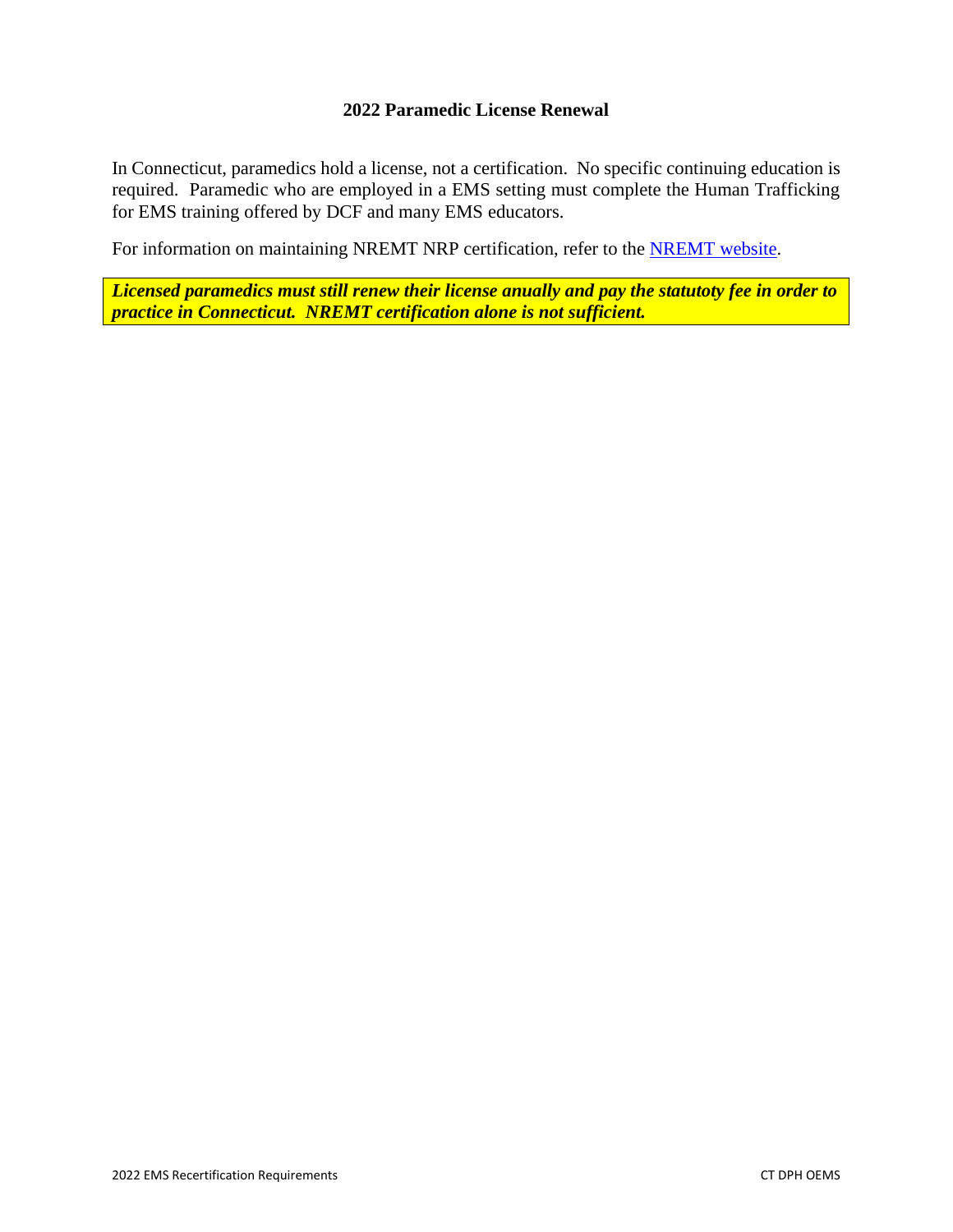## 2022 Paramedic License Renewal

In Connecticut, paramedics hold a license, not a certification. No specific continuing education is required. Paramedic who are employed in a EMS setting must complete the Human Trafficking for EMS training offered by DCF and many EMS educators.

For information on maintaining NREMT NRP certification, refer to the [NREMT website](#).

***Licensed paramedics must still renew their license anually and pay the statutoty fee in order to practice in Connecticut. NREMT certification alone is not sufficient.***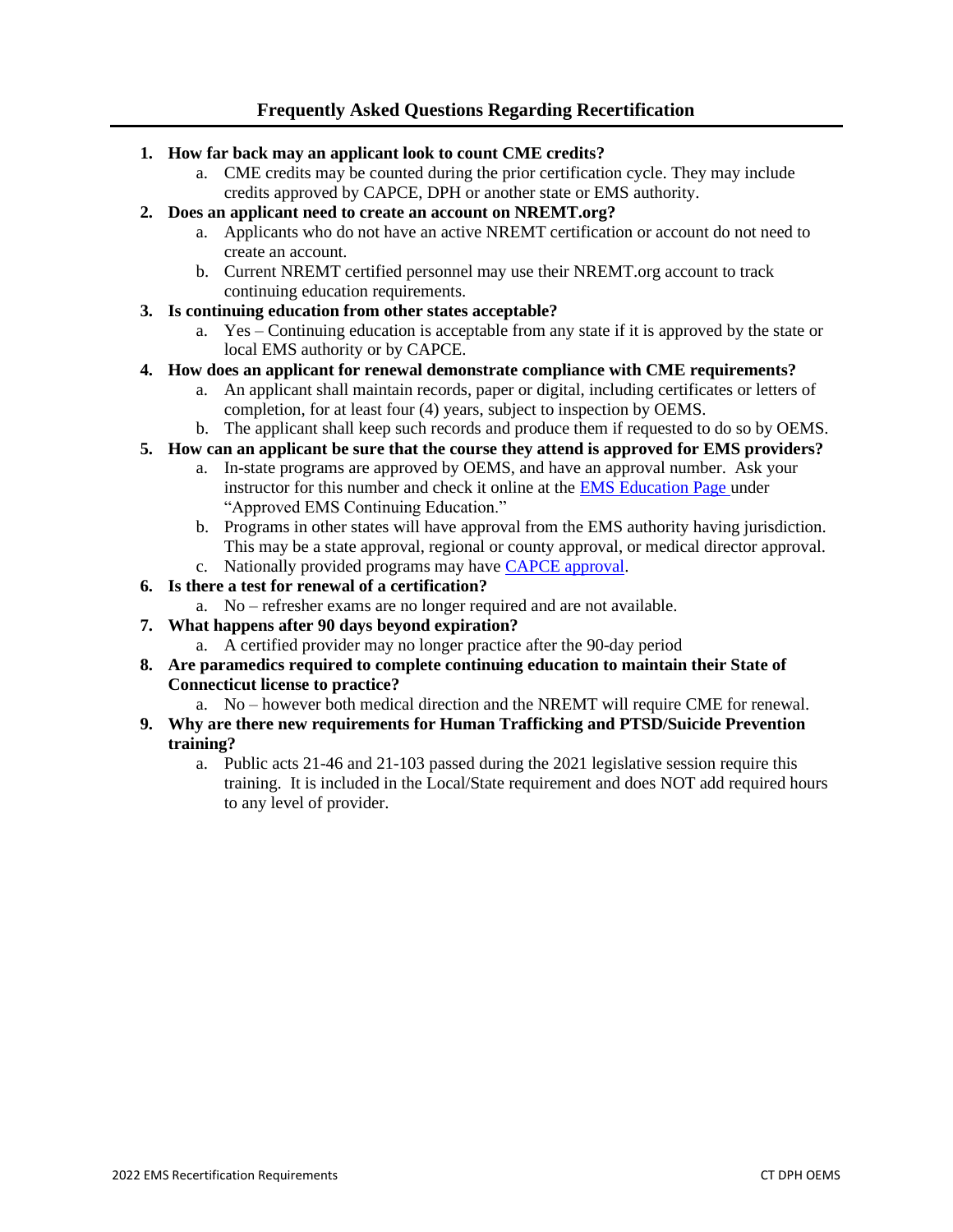## Frequently Asked Questions Regarding Recertification

1. **How far back may an applicant look to count CME credits?**
   a. CME credits may be counted during the prior certification cycle. They may include credits approved by CAPCE, DPH or another state or EMS authority.
2. **Does an applicant need to create an account on NREMT.org?**
   a. Applicants who do not have an active NREMT certification or account do not need to create an account.
   b. Current NREMT certified personnel may use their NREMT.org account to track continuing education requirements.
3. **Is continuing education from other states acceptable?**
   a. Yes – Continuing education is acceptable from any state if it is approved by the state or local EMS authority or by CAPCE.
4. **How does an applicant for renewal demonstrate compliance with CME requirements?**
   a. An applicant shall maintain records, paper or digital, including certificates or letters of completion, for at least four (4) years, subject to inspection by OEMS.
   b. The applicant shall keep such records and produce them if requested to do so by OEMS.
5. **How can an applicant be sure that the course they attend is approved for EMS providers?**
   a. In-state programs are approved by OEMS, and have an approval number. Ask your instructor for this number and check it online at the EMS Education Page under "Approved EMS Continuing Education."
   b. Programs in other states will have approval from the EMS authority having jurisdiction. This may be a state approval, regional or county approval, or medical director approval.
   c. Nationally provided programs may have CAPCE approval.
6. **Is there a test for renewal of a certification?**
   a. No – refresher exams are no longer required and are not available.
7. **What happens after 90 days beyond expiration?**
   a. A certified provider may no longer practice after the 90-day period
8. **Are paramedics required to complete continuing education to maintain their State of Connecticut license to practice?**
   a. No – however both medical direction and the NREMT will require CME for renewal.
9. **Why are there new requirements for Human Trafficking and PTSD/Suicide Prevention training?**
   a. Public acts 21-46 and 21-103 passed during the 2021 legislative session require this training. It is included in the Local/State requirement and does NOT add required hours to any level of provider.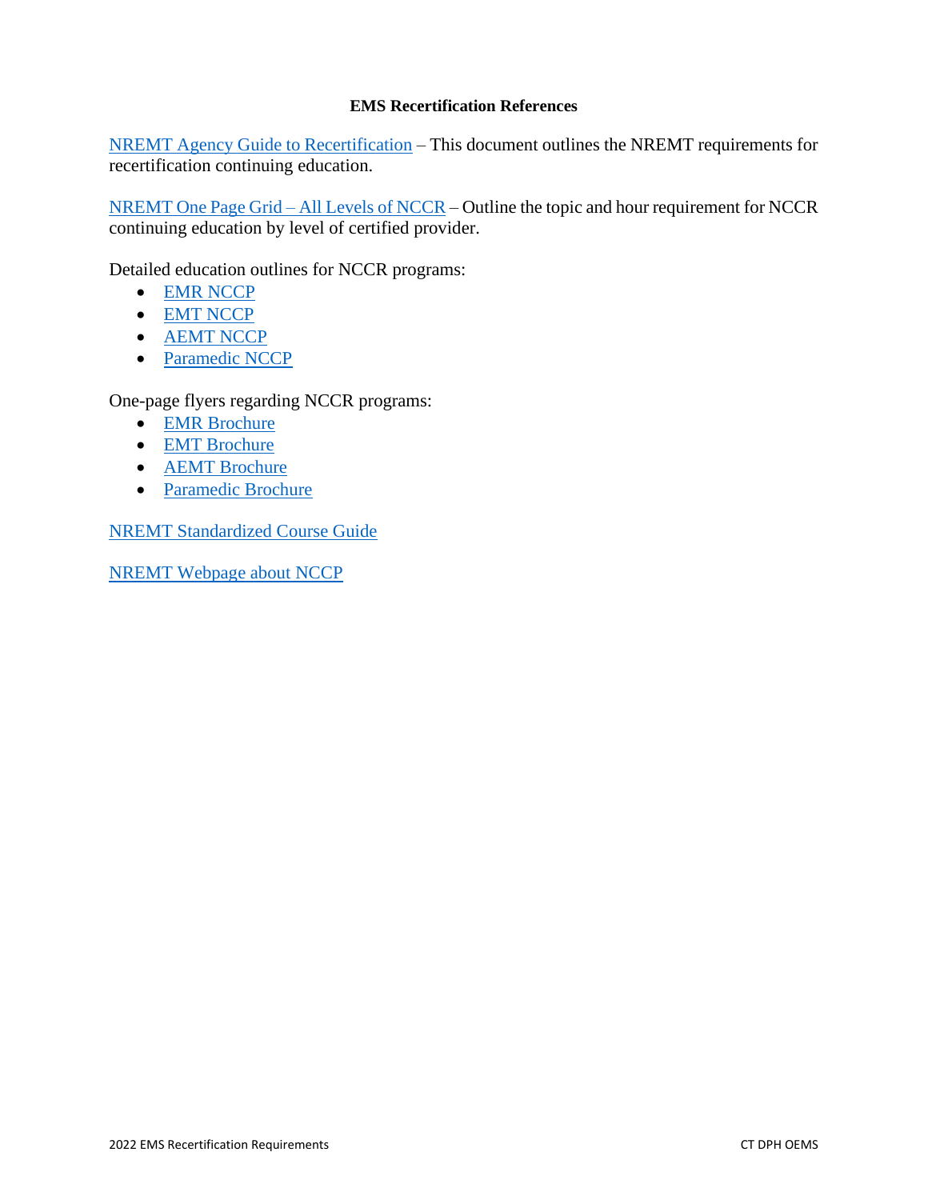**EMS Recertification References**

NREMT Agency Guide to Recertification – This document outlines the NREMT requirements for recertification continuing education.

NREMT One Page Grid – All Levels of NCCR – Outline the topic and hour requirement for NCCR continuing education by level of certified provider.

Detailed education outlines for NCCR programs:

- EMR NCCP
- EMT NCCP
- AEMT NCCP
- Paramedic NCCP

One-page flyers regarding NCCR programs:

- EMR Brochure
- EMT Brochure
- AEMT Brochure
- Paramedic Brochure

NREMT Standardized Course Guide

NREMT Webpage about NCCP